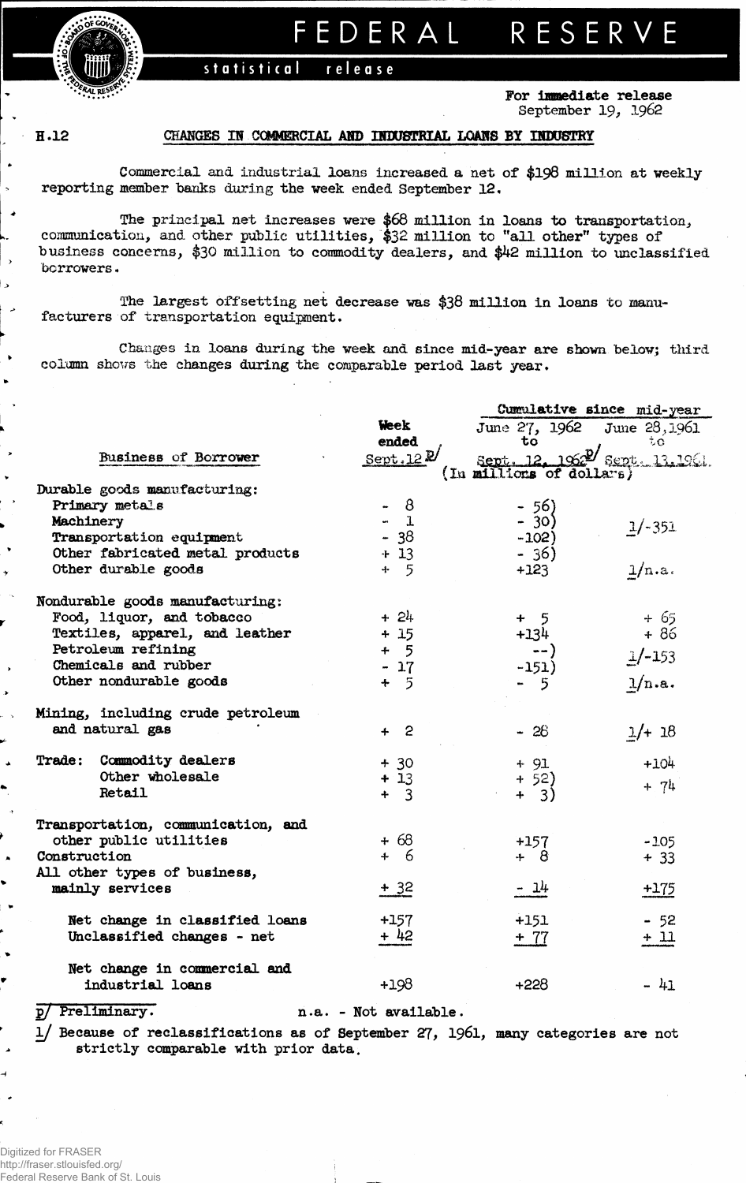# FEDERAL RESERVE

statistical release

**For immediate release**
September 19, 1962

H.12

## CHANGES IN COMMERCIAL AND INDUSTRIAL LOANS BY INDUSTRY

Commercial and industrial loans increased a net of $198 million at weekly reporting member banks during the week ended September 12.

The principal net increases were $68 million in loans to transportation, communication, and other public utilities, $32 million to "all other" types of business concerns, $30 million to commodity dealers, and $42 million to unclassified borrowers.

The largest offsetting net decrease was $38 million in loans to manufacturers of transportation equipment.

Changes in loans during the week and since mid-year are shown below; third column shows the changes during the comparable period last year.

| Business of Borrower | Week ended Sept. 12 p/ | Cumulative since mid-year: June 27, 1962 to Sept. 12, 1962 p/ | Cumulative since mid-year: June 28, 1961 to Sept. 13, 1961 |
|---|---|---|---|
| | (In millions of dollars) | | |
| **Durable goods manufacturing:** | | | |
| Primary metals | - 8 | - 56) | |
| Machinery | - 1 | - 30) | 1/-351 |
| Transportation equipment | - 38 | -102) | |
| Other fabricated metal products | + 13 | - 36) | |
| Other durable goods | + 5 | +123 | 1/n.a. |
| **Nondurable goods manufacturing:** | | | |
| Food, liquor, and tobacco | + 24 | + 5 | + 65 |
| Textiles, apparel, and leather | + 15 | +134 | + 86 |
| Petroleum refining | + 5 | --) | 1/-153 |
| Chemicals and rubber | - 17 | -151) | |
| Other nondurable goods | + 5 | - 5 | 1/n.a. |
| **Mining, including crude petroleum and natural gas** | + 2 | - 28 | 1/+ 18 |
| **Trade:** Commodity dealers | + 30 | + 91 | +104 |
| Other wholesale | + 13 | + 52) | + 74 |
| Retail | + 3 | + 3) | |
| **Transportation, communication, and other public utilities** | + 68 | +157 | -105 |
| **Construction** | + 6 | + 8 | + 33 |
| **All other types of business, mainly services** | + 32 | - 14 | +175 |
| Net change in classified loans | +157 | +151 | - 52 |
| Unclassified changes - net | + 42 | + 77 | + 11 |
| Net change in commercial and industrial loans | +198 | +228 | - 41 |

p/ Preliminary. n.a. - Not available.

1/ Because of reclassifications as of September 27, 1961, many categories are not strictly comparable with prior data.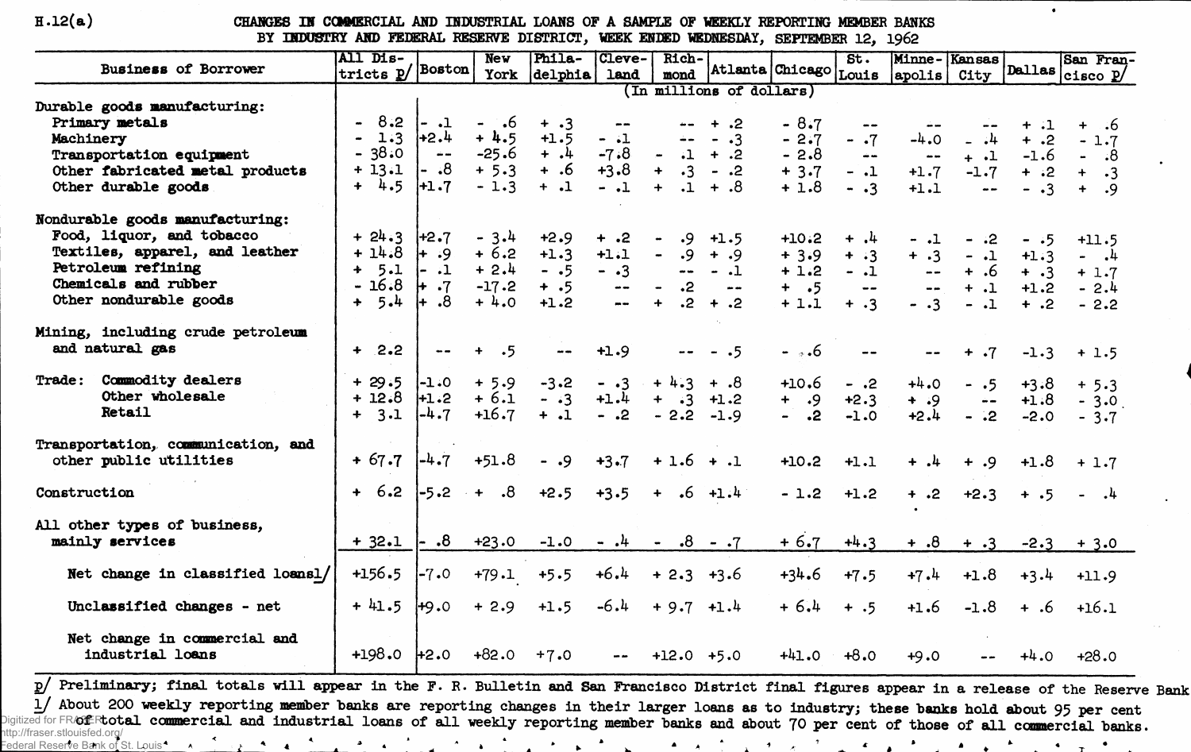H.12(a)

**CHANGES IN COMMERCIAL AND INDUSTRIAL LOANS OF A SAMPLE OF WEEKLY REPORTING MEMBER BANKS BY INDUSTRY AND FEDERAL RESERVE DISTRICT, WEEK ENDED WEDNESDAY, SEPTEMBER 12, 1962**

| Business of Borrower | All Districts p/ | Boston | New York | Philadelphia | Cleveland | Richmond | Atlanta | Chicago | St. Louis | Minneapolis | Kansas City | Dallas | San Francisco p/ |
|---|---|---|---|---|---|---|---|---|---|---|---|---|---|
| | (In millions of dollars) | | | | | | | | | | | | |
| **Durable goods manufacturing:** | | | | | | | | | | | | | |
| Primary metals | - 8.2 | - .1 | - .6 | + .3 | -- | -- | + .2 | - 8.7 | -- | -- | -- | + .1 | + .6 |
| Machinery | - 1.3 | +2.4 | + 4.5 | +1.5 | - .1 | -- | - .3 | - 2.7 | - .7 | -4.0 | - .4 | + .2 | - 1.7 |
| Transportation equipment | - 38.0 | -- | -25.6 | + .4 | -7.8 | - .1 | + .2 | - 2.8 | -- | -- | + .1 | -1.6 | - .8 |
| Other fabricated metal products | + 13.1 | - .8 | + 5.3 | + .6 | +3.8 | + .3 | - .2 | + 3.7 | - .1 | +1.7 | -1.7 | + .2 | + .3 |
| Other durable goods | + 4.5 | +1.7 | - 1.3 | + .1 | - .1 | + .1 | + .8 | + 1.8 | - .3 | +1.1 | -- | - .3 | + .9 |
| **Nondurable goods manufacturing:** | | | | | | | | | | | | | |
| Food, liquor, and tobacco | + 24.3 | +2.7 | - 3.4 | +2.9 | + .2 | - .9 | +1.5 | +10.2 | + .4 | - .1 | - .2 | - .5 | +11.5 |
| Textiles, apparel, and leather | + 14.8 | + .9 | + 6.2 | +1.3 | +1.1 | - .9 | + .9 | + 3.9 | + .3 | + .3 | - .1 | +1.3 | - .4 |
| Petroleum refining | + 5.1 | - .1 | + 2.4 | - .5 | - .3 | -- | - .1 | + 1.2 | - .1 | -- | + .6 | + .3 | + 1.7 |
| Chemicals and rubber | - 16.8 | + .7 | -17.2 | + .5 | -- | - .2 | -- | + .5 | -- | -- | + .1 | +1.2 | - 2.4 |
| Other nondurable goods | + 5.4 | + .8 | + 4.0 | +1.2 | -- | + .2 | + .2 | + 1.1 | + .3 | - .3 | - .1 | + .2 | - 2.2 |
| Mining, including crude petroleum and natural gas | + 2.2 | -- | + .5 | -- | +1.9 | -- | - .5 | - .6 | -- | -- | + .7 | -1.3 | + 1.5 |
| Trade: Commodity dealers | + 29.5 | -1.0 | + 5.9 | -3.2 | - .3 | + 4.3 | + .8 | +10.6 | - .2 | +4.0 | - .5 | +3.8 | + 5.3 |
| Other wholesale | + 12.8 | +1.2 | + 6.1 | - .3 | +1.4 | + .3 | +1.2 | + .9 | +2.3 | + .9 | -- | +1.8 | - 3.0 |
| Retail | + 3.1 | -4.7 | +16.7 | + .1 | - .2 | - 2.2 | -1.9 | - .2 | -1.0 | +2.4 | - .2 | -2.0 | - 3.7 |
| Transportation, communication, and other public utilities | + 67.7 | -4.7 | +51.8 | - .9 | +3.7 | + 1.6 | + .1 | +10.2 | +1.1 | + .4 | + .9 | +1.8 | + 1.7 |
| Construction | + 6.2 | -5.2 | + .8 | +2.5 | +3.5 | + .6 | +1.4 | - 1.2 | +1.2 | + .2 | +2.3 | + .5 | - .4 |
| All other types of business, mainly services | + 32.1 | - .8 | +23.0 | -1.0 | - .4 | - .8 | - .7 | + 6.7 | +4.3 | + .8 | + .3 | -2.3 | + 3.0 |
| Net change in classified loans 1/ | +156.5 | -7.0 | +79.1 | +5.5 | +6.4 | + 2.3 | +3.6 | +34.6 | +7.5 | +7.4 | +1.8 | +3.4 | +11.9 |
| Unclassified changes - net | + 41.5 | +9.0 | + 2.9 | +1.5 | -6.4 | + 9.7 | +1.4 | + 6.4 | + .5 | +1.6 | -1.8 | + .6 | +16.1 |
| Net change in commercial and industrial loans | +198.0 | +2.0 | +82.0 | +7.0 | -- | +12.0 | +5.0 | +41.0 | +8.0 | +9.0 | -- | +4.0 | +28.0 |

p/ Preliminary; final totals will appear in the F. R. Bulletin and San Francisco District final figures appear in a release of the Reserve Bank.

1/ About 200 weekly reporting member banks are reporting changes in their larger loans as to industry; these banks hold about 95 per cent of total commercial and industrial loans of all weekly reporting member banks and about 70 per cent of those of all commercial banks.